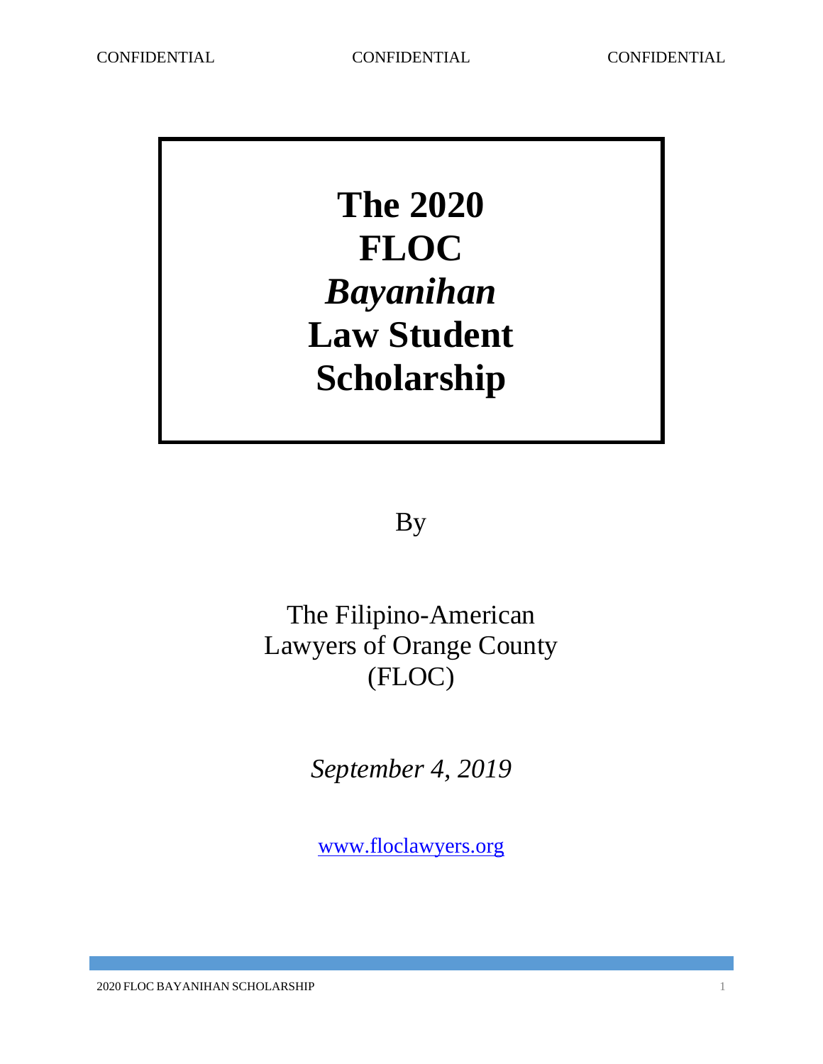# The 2020 FLOC *Bayanihan* Law Student Scholarship

By

The Filipino-American Lawyers of Orange County (FLOC)

*September 4, 2019*

www.floclawyers.org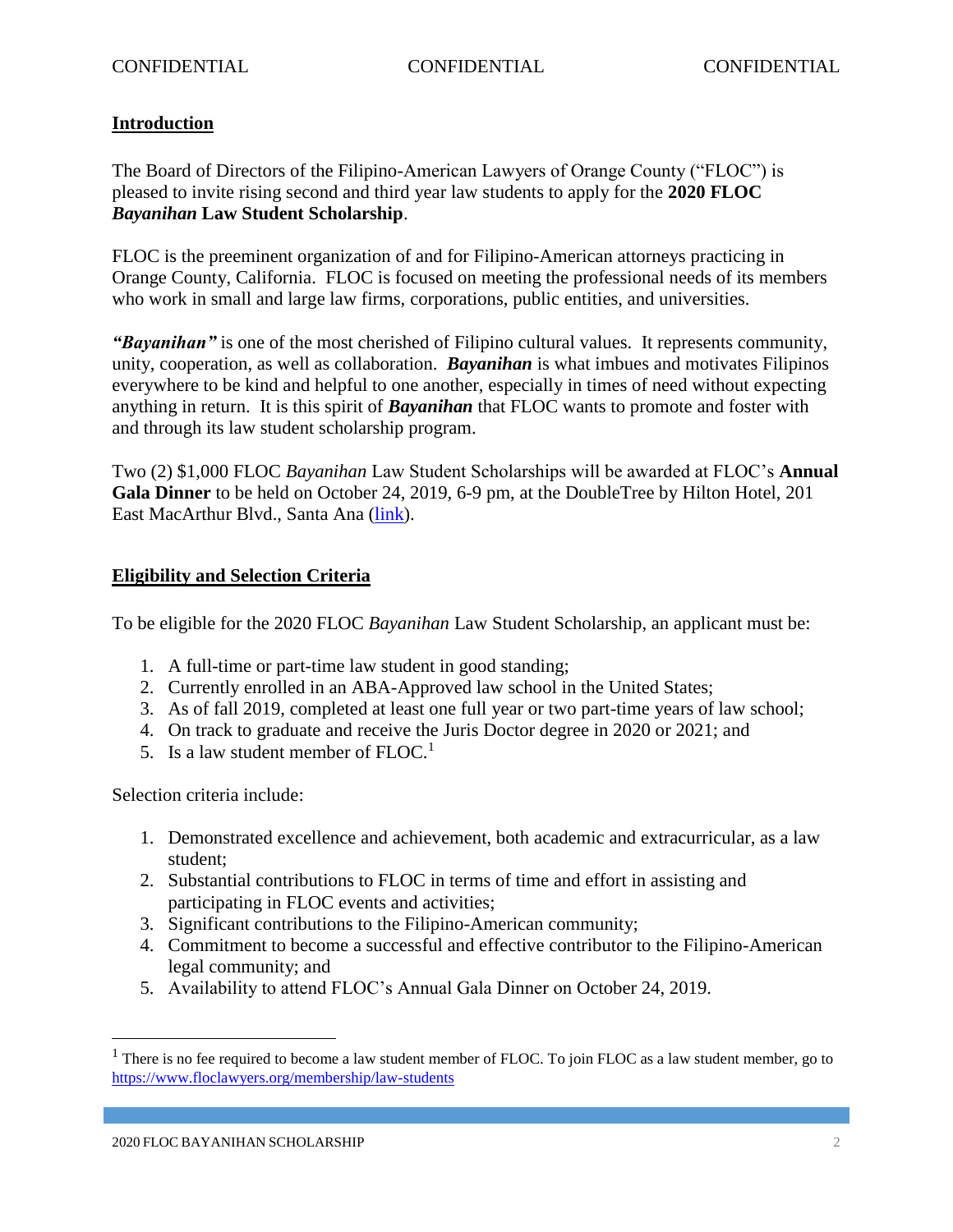## Introduction

The Board of Directors of the Filipino-American Lawyers of Orange County ("FLOC") is pleased to invite rising second and third year law students to apply for the **2020 FLOC *Bayanihan* Law Student Scholarship**.

FLOC is the preeminent organization of and for Filipino-American attorneys practicing in Orange County, California. FLOC is focused on meeting the professional needs of its members who work in small and large law firms, corporations, public entities, and universities.

***"Bayanihan"*** is one of the most cherished of Filipino cultural values. It represents community, unity, cooperation, as well as collaboration. ***Bayanihan*** is what imbues and motivates Filipinos everywhere to be kind and helpful to one another, especially in times of need without expecting anything in return. It is this spirit of ***Bayanihan*** that FLOC wants to promote and foster with and through its law student scholarship program.

Two (2) $1,000 FLOC *Bayanihan* Law Student Scholarships will be awarded at FLOC's **Annual Gala Dinner** to be held on October 24, 2019, 6-9 pm, at the DoubleTree by Hilton Hotel, 201 East MacArthur Blvd., Santa Ana (link).

## Eligibility and Selection Criteria

To be eligible for the 2020 FLOC *Bayanihan* Law Student Scholarship, an applicant must be:

1. A full-time or part-time law student in good standing;
2. Currently enrolled in an ABA-Approved law school in the United States;
3. As of fall 2019, completed at least one full year or two part-time years of law school;
4. On track to graduate and receive the Juris Doctor degree in 2020 or 2021; and
5. Is a law student member of FLOC.[1]

Selection criteria include:

1. Demonstrated excellence and achievement, both academic and extracurricular, as a law student;
2. Substantial contributions to FLOC in terms of time and effort in assisting and participating in FLOC events and activities;
3. Significant contributions to the Filipino-American community;
4. Commitment to become a successful and effective contributor to the Filipino-American legal community; and
5. Availability to attend FLOC's Annual Gala Dinner on October 24, 2019.

[1] There is no fee required to become a law student member of FLOC. To join FLOC as a law student member, go to https://www.floclawyers.org/membership/law-students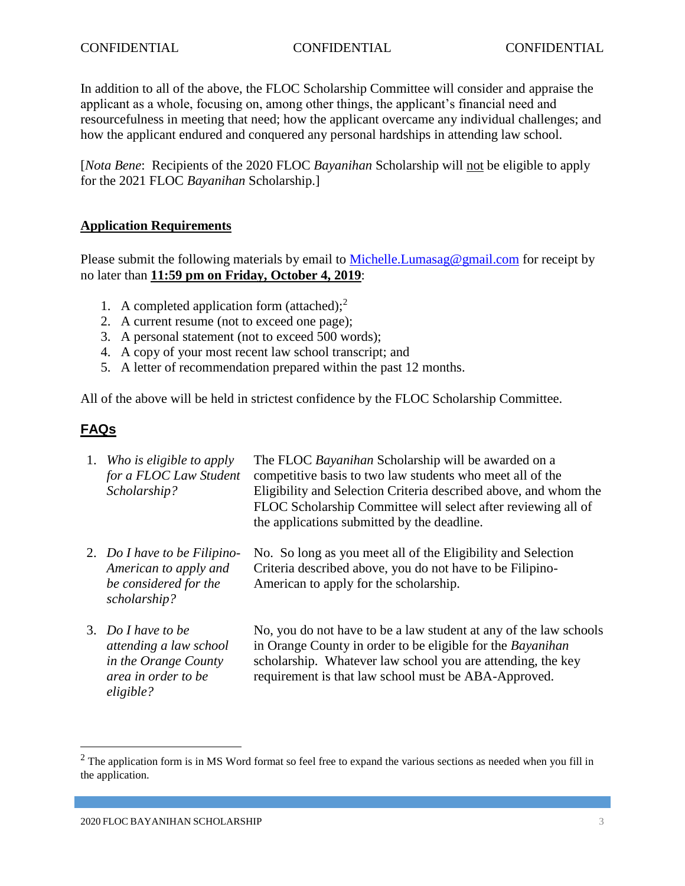In addition to all of the above, the FLOC Scholarship Committee will consider and appraise the applicant as a whole, focusing on, among other things, the applicant's financial need and resourcefulness in meeting that need; how the applicant overcame any individual challenges; and how the applicant endured and conquered any personal hardships in attending law school.

[*Nota Bene*: Recipients of the 2020 FLOC *Bayanihan* Scholarship will <u>not</u> be eligible to apply for the 2021 FLOC *Bayanihan* Scholarship.]

## <u>**Application Requirements**</u>

Please submit the following materials by email to [Michelle.Lumasag@gmail.com](mailto:Michelle.Lumasag@gmail.com) for receipt by no later than <u>**11:59 pm on Friday, October 4, 2019**</u>:

1. A completed application form (attached);[2]
2. A current resume (not to exceed one page);
3. A personal statement (not to exceed 500 words);
4. A copy of your most recent law school transcript; and
5. A letter of recommendation prepared within the past 12 months.

All of the above will be held in strictest confidence by the FLOC Scholarship Committee.

## <u>**FAQs**</u>

1. *Who is eligible to apply for a FLOC Law Student Scholarship?*

   The FLOC *Bayanihan* Scholarship will be awarded on a competitive basis to two law students who meet all of the Eligibility and Selection Criteria described above, and whom the FLOC Scholarship Committee will select after reviewing all of the applications submitted by the deadline.

2. *Do I have to be Filipino-American to apply and be considered for the scholarship?*

   No. So long as you meet all of the Eligibility and Selection Criteria described above, you do not have to be Filipino-American to apply for the scholarship.

3. *Do I have to be attending a law school in the Orange County area in order to be eligible?*

   No, you do not have to be a law student at any of the law schools in Orange County in order to be eligible for the *Bayanihan* scholarship. Whatever law school you are attending, the key requirement is that law school must be ABA-Approved.

---

[2] The application form is in MS Word format so feel free to expand the various sections as needed when you fill in the application.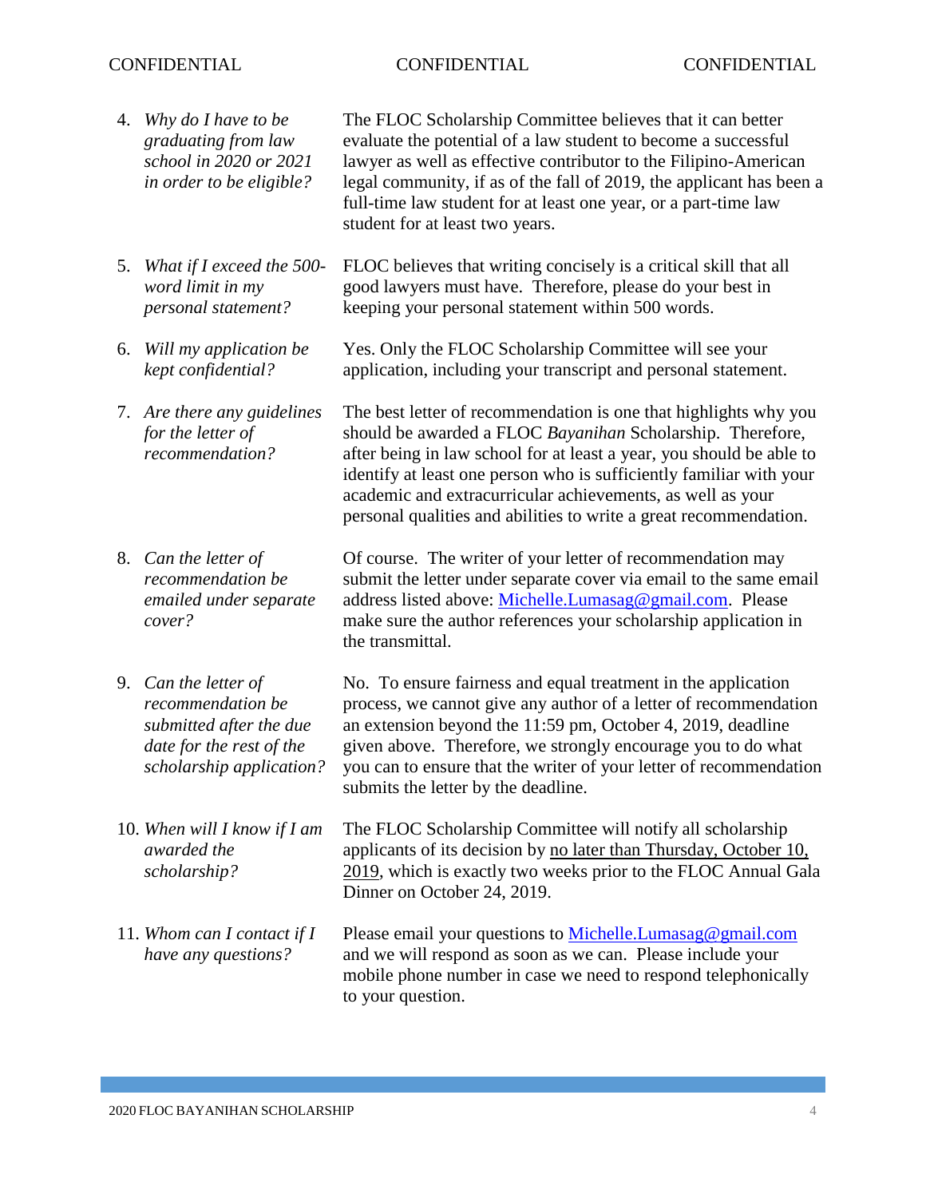4. *Why do I have to be graduating from law school in 2020 or 2021 in order to be eligible?*

   The FLOC Scholarship Committee believes that it can better evaluate the potential of a law student to become a successful lawyer as well as effective contributor to the Filipino-American legal community, if as of the fall of 2019, the applicant has been a full-time law student for at least one year, or a part-time law student for at least two years.

5. *What if I exceed the 500-word limit in my personal statement?*

   FLOC believes that writing concisely is a critical skill that all good lawyers must have. Therefore, please do your best in keeping your personal statement within 500 words.

6. *Will my application be kept confidential?*

   Yes. Only the FLOC Scholarship Committee will see your application, including your transcript and personal statement.

7. *Are there any guidelines for the letter of recommendation?*

   The best letter of recommendation is one that highlights why you should be awarded a FLOC *Bayanihan* Scholarship. Therefore, after being in law school for at least a year, you should be able to identify at least one person who is sufficiently familiar with your academic and extracurricular achievements, as well as your personal qualities and abilities to write a great recommendation.

8. *Can the letter of recommendation be emailed under separate cover?*

   Of course. The writer of your letter of recommendation may submit the letter under separate cover via email to the same email address listed above: Michelle.Lumasag@gmail.com. Please make sure the author references your scholarship application in the transmittal.

9. *Can the letter of recommendation be submitted after the due date for the rest of the scholarship application?*

   No. To ensure fairness and equal treatment in the application process, we cannot give any author of a letter of recommendation an extension beyond the 11:59 pm, October 4, 2019, deadline given above. Therefore, we strongly encourage you to do what you can to ensure that the writer of your letter of recommendation submits the letter by the deadline.

10. *When will I know if I am awarded the scholarship?*

    The FLOC Scholarship Committee will notify all scholarship applicants of its decision by <u>no later than Thursday, October 10, 2019</u>, which is exactly two weeks prior to the FLOC Annual Gala Dinner on October 24, 2019.

11. *Whom can I contact if I have any questions?*

    Please email your questions to Michelle.Lumasag@gmail.com and we will respond as soon as we can. Please include your mobile phone number in case we need to respond telephonically to your question.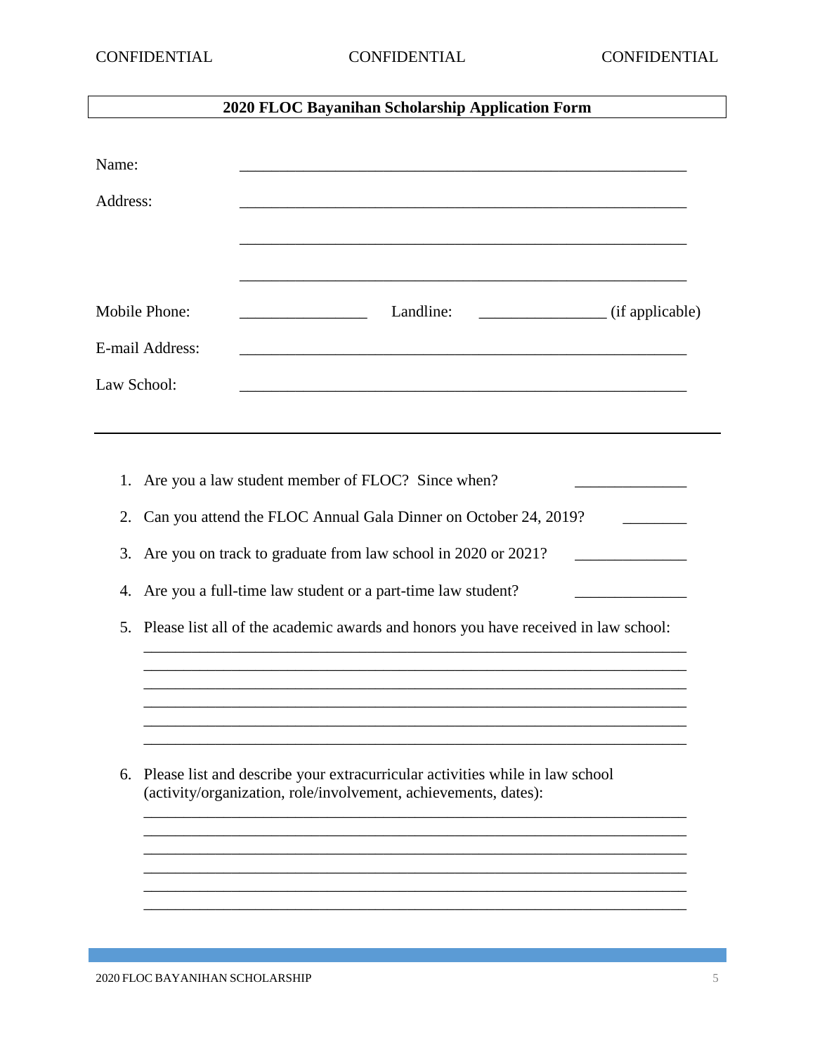CONFIDENTIAL CONFIDENTIAL CONFIDENTIAL

## 2020 FLOC Bayanihan Scholarship Application Form

Name: ____________________________________________________________

Address: ____________________________________________________________

____________________________________________________________

____________________________________________________________

Mobile Phone: ________________ Landline: ________________ (if applicable)

E-mail Address: ____________________________________________________________

Law School: ____________________________________________________________

---

1. Are you a law student member of FLOC? Since when? ______________
2. Can you attend the FLOC Annual Gala Dinner on October 24, 2019? ________
3. Are you on track to graduate from law school in 2020 or 2021? ______________
4. Are you a full-time law student or a part-time law student? ______________
5. Please list all of the academic awards and honors you have received in law school:
   ______________________________________________________________________
   ______________________________________________________________________
   ______________________________________________________________________
   ______________________________________________________________________
   ______________________________________________________________________
   ______________________________________________________________________
6. Please list and describe your extracurricular activities while in law school (activity/organization, role/involvement, achievements, dates):
   ______________________________________________________________________
   ______________________________________________________________________
   ______________________________________________________________________
   ______________________________________________________________________
   ______________________________________________________________________
   ______________________________________________________________________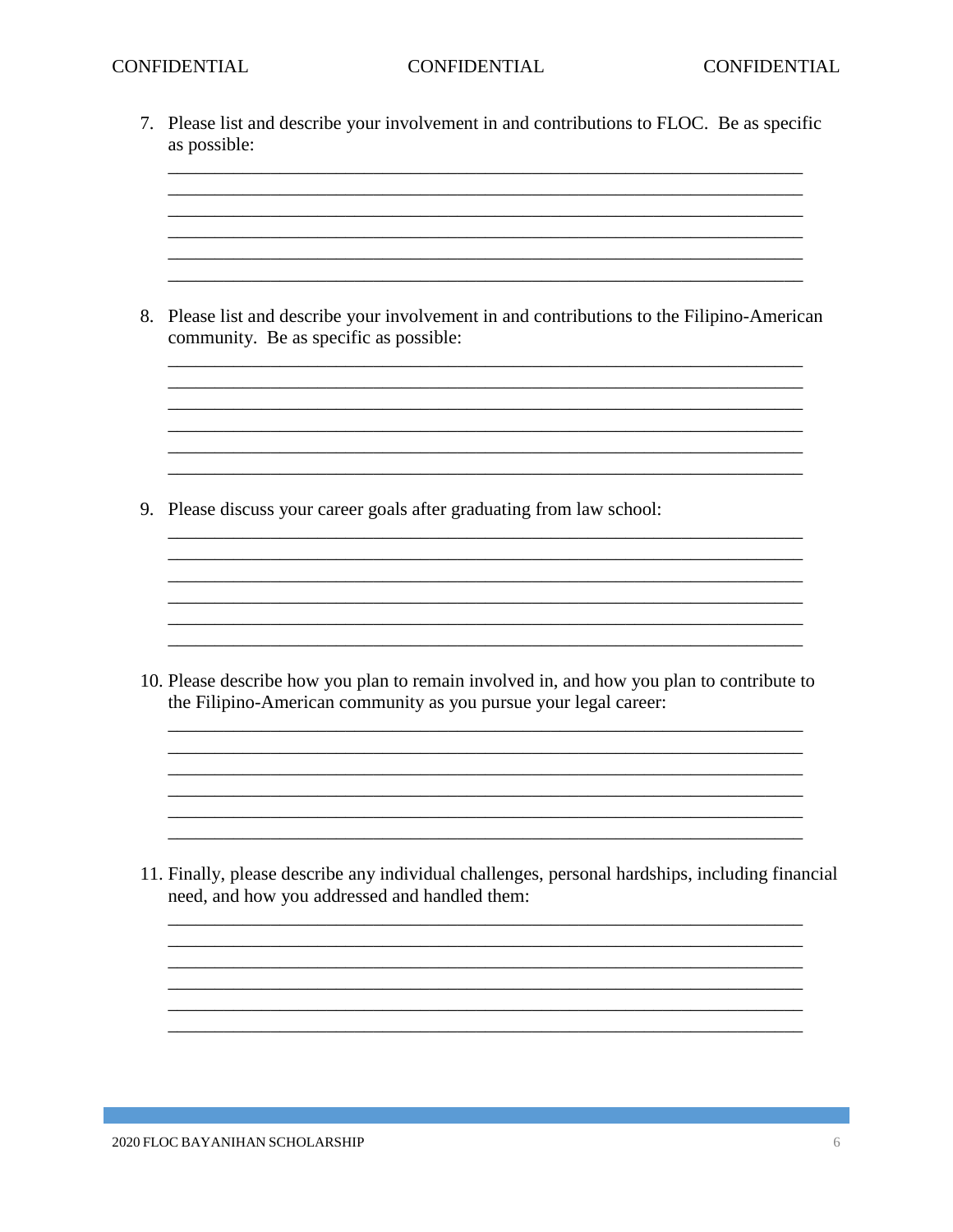7. Please list and describe your involvement in and contributions to FLOC. Be as specific as possible:

______________________________________________________________________
______________________________________________________________________
______________________________________________________________________
______________________________________________________________________
______________________________________________________________________
______________________________________________________________________

8. Please list and describe your involvement in and contributions to the Filipino-American community. Be as specific as possible:

______________________________________________________________________
______________________________________________________________________
______________________________________________________________________
______________________________________________________________________
______________________________________________________________________
______________________________________________________________________

9. Please discuss your career goals after graduating from law school:

______________________________________________________________________
______________________________________________________________________
______________________________________________________________________
______________________________________________________________________
______________________________________________________________________
______________________________________________________________________

10. Please describe how you plan to remain involved in, and how you plan to contribute to the Filipino-American community as you pursue your legal career:

______________________________________________________________________
______________________________________________________________________
______________________________________________________________________
______________________________________________________________________
______________________________________________________________________
______________________________________________________________________

11. Finally, please describe any individual challenges, personal hardships, including financial need, and how you addressed and handled them:

______________________________________________________________________
______________________________________________________________________
______________________________________________________________________
______________________________________________________________________
______________________________________________________________________
______________________________________________________________________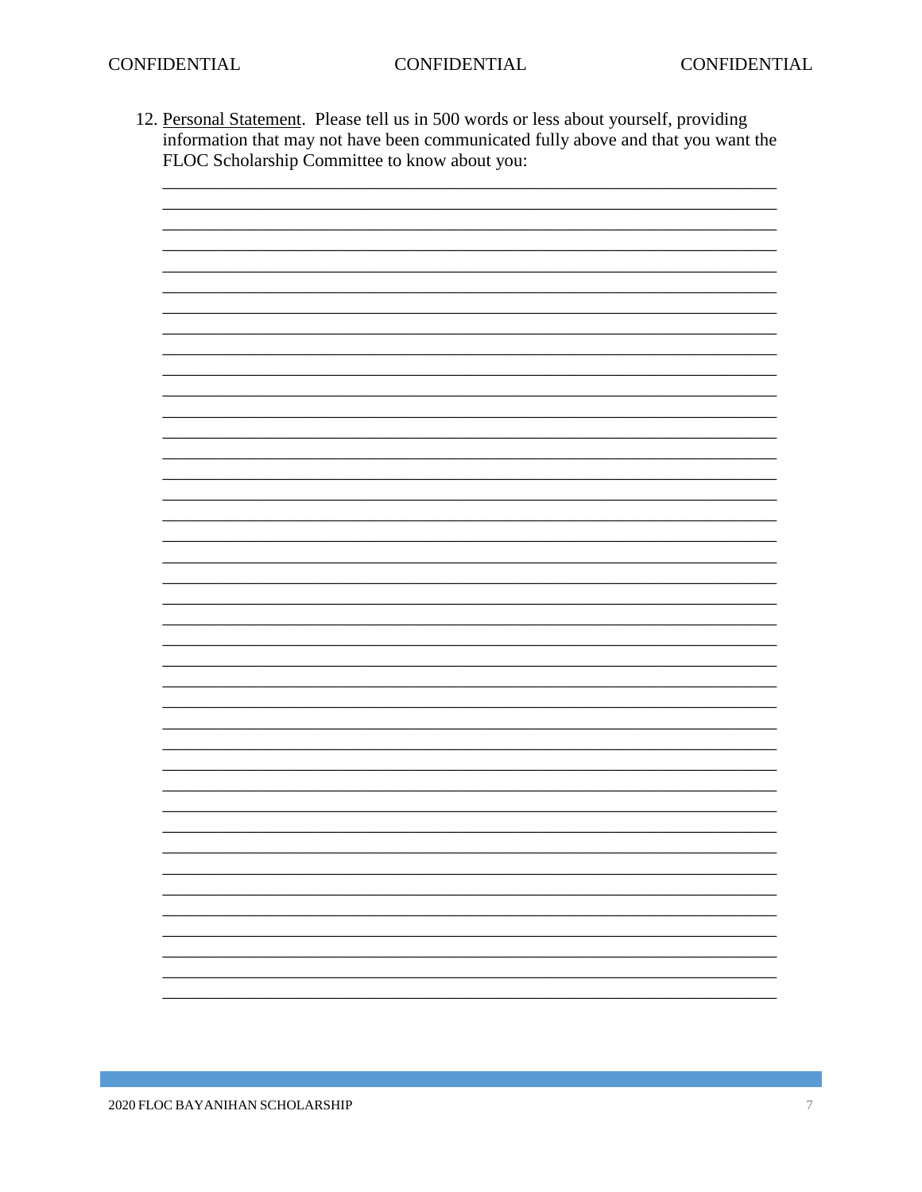12. <u>Personal Statement</u>. Please tell us in 500 words or less about yourself, providing information that may not have been communicated fully above and that you want the FLOC Scholarship Committee to know about you:

________________________________________________________________________
________________________________________________________________________
________________________________________________________________________
________________________________________________________________________
________________________________________________________________________
________________________________________________________________________
________________________________________________________________________
________________________________________________________________________
________________________________________________________________________
________________________________________________________________________
________________________________________________________________________
________________________________________________________________________
________________________________________________________________________
________________________________________________________________________
________________________________________________________________________
________________________________________________________________________
________________________________________________________________________
________________________________________________________________________
________________________________________________________________________
________________________________________________________________________
________________________________________________________________________
________________________________________________________________________
________________________________________________________________________
________________________________________________________________________
________________________________________________________________________
________________________________________________________________________
________________________________________________________________________
________________________________________________________________________
________________________________________________________________________
________________________________________________________________________
________________________________________________________________________
________________________________________________________________________
________________________________________________________________________
________________________________________________________________________
________________________________________________________________________
________________________________________________________________________
________________________________________________________________________
________________________________________________________________________
________________________________________________________________________
________________________________________________________________________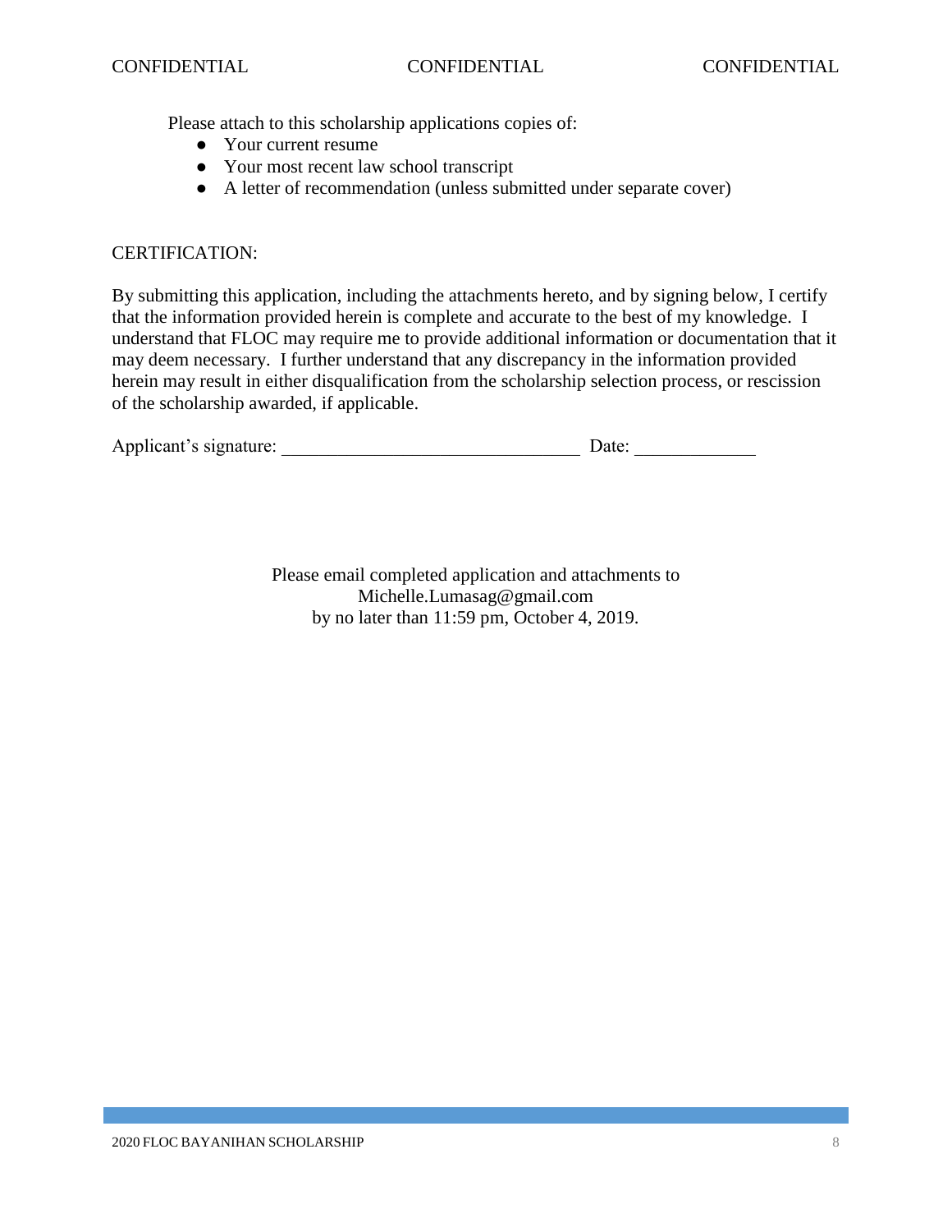Please attach to this scholarship applications copies of:

- Your current resume
- Your most recent law school transcript
- A letter of recommendation (unless submitted under separate cover)

CERTIFICATION:

By submitting this application, including the attachments hereto, and by signing below, I certify that the information provided herein is complete and accurate to the best of my knowledge. I understand that FLOC may require me to provide additional information or documentation that it may deem necessary. I further understand that any discrepancy in the information provided herein may result in either disqualification from the scholarship selection process, or rescission of the scholarship awarded, if applicable.

Applicant's signature: ________________________________ Date: _____________

Please email completed application and attachments to
Michelle.Lumasag@gmail.com
by no later than 11:59 pm, October 4, 2019.